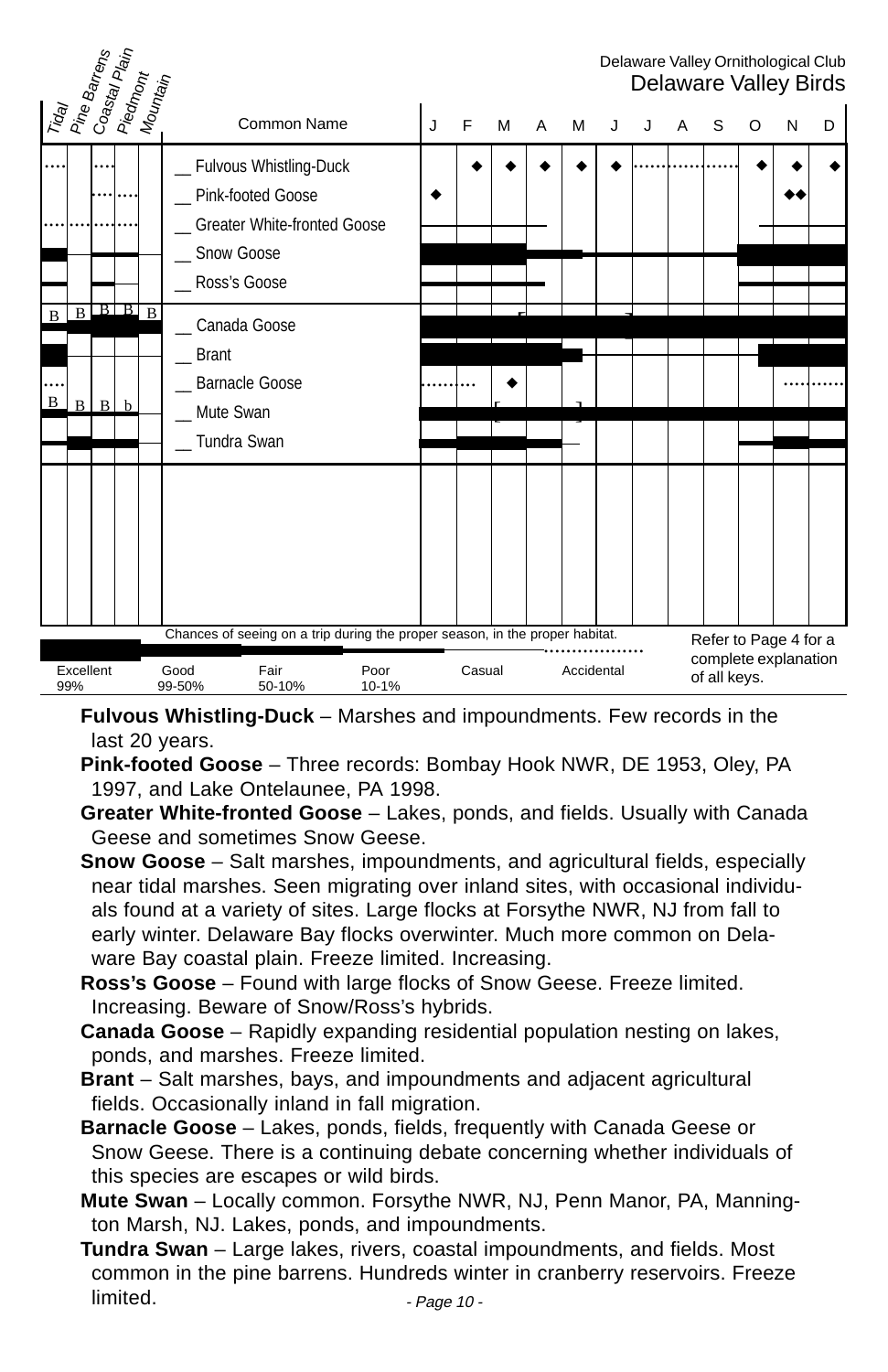Delaware Valley Ornithological Club
Delaware Valley Birds

| Tidal | Pine Barrens | Coastal Plain | Piedmont | Mountain | Common Name | J | F | M | A | M | J | J | A | S | O | N | D |
|---|---|---|---|---|---|---|---|---|---|---|---|---|---|---|---|---|---|
| | | | | | __ Fulvous Whistling-Duck | | | | | | | | | | | | |
| | | | | | __ Pink-footed Goose | | | | | | | | | | | | |
| | | | | | __ Greater White-fronted Goose | | | | | | | | | | | | |
| | | | | | __ Snow Goose | | | | | | | | | | | | |
| | | | | | __ Ross's Goose | | | | | | | | | | | | |
| B | B | B | B | B | __ Canada Goose | | | | | | | | | | | | |
| | | | | | __ Brant | | | | | | | | | | | | |
| | | | | | __ Barnacle Goose | | | | | | | | | | | | |
| B | B | B | b | | __ Mute Swan | | | | | | | | | | | | |
| | | | | | __ Tundra Swan | | | | | | | | | | | | |

Chances of seeing on a trip during the proper season, in the proper habitat.

| Excellent | Good | Fair | Poor | Casual | Accidental |
|---|---|---|---|---|---|
| 99% | 99-50% | 50-10% | 10-1% | | |

Refer to Page 4 for a complete explanation of all keys.

**Fulvous Whistling-Duck** – Marshes and impoundments. Few records in the last 20 years.

**Pink-footed Goose** – Three records: Bombay Hook NWR, DE 1953, Oley, PA 1997, and Lake Ontelaunee, PA 1998.

**Greater White-fronted Goose** – Lakes, ponds, and fields. Usually with Canada Geese and sometimes Snow Geese.

**Snow Goose** – Salt marshes, impoundments, and agricultural fields, especially near tidal marshes. Seen migrating over inland sites, with occasional individuals found at a variety of sites. Large flocks at Forsythe NWR, NJ from fall to early winter. Delaware Bay flocks overwinter. Much more common on Delaware Bay coastal plain. Freeze limited. Increasing.

**Ross's Goose** – Found with large flocks of Snow Geese. Freeze limited. Increasing. Beware of Snow/Ross's hybrids.

**Canada Goose** – Rapidly expanding residential population nesting on lakes, ponds, and marshes. Freeze limited.

**Brant** – Salt marshes, bays, and impoundments and adjacent agricultural fields. Occasionally inland in fall migration.

**Barnacle Goose** – Lakes, ponds, fields, frequently with Canada Geese or Snow Geese. There is a continuing debate concerning whether individuals of this species are escapes or wild birds.

**Mute Swan** – Locally common. Forsythe NWR, NJ, Penn Manor, PA, Manningtton Marsh, NJ. Lakes, ponds, and impoundments.

**Tundra Swan** – Large lakes, rivers, coastal impoundments, and fields. Most common in the pine barrens. Hundreds winter in cranberry reservoirs. Freeze limited.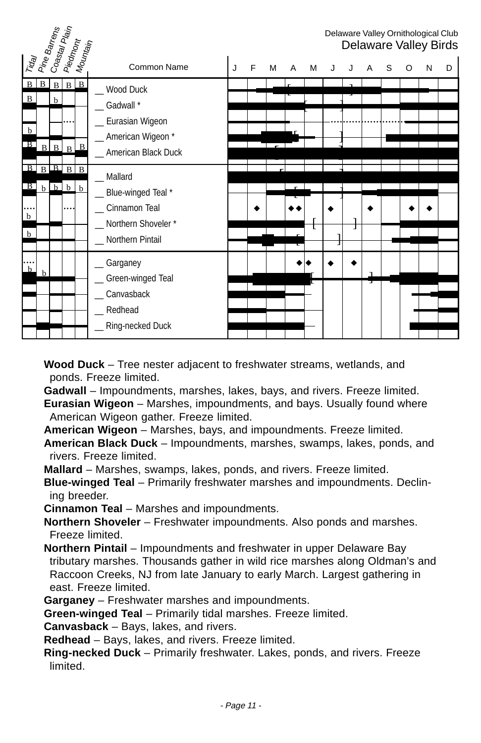Delaware Valley Ornithological Club
Delaware Valley Birds

| Tidal | Pine Barrens | Coastal Plain | Piedmont | Mountain | Common Name |
|---|---|---|---|---|---|
| B | B | B | B | B | __ Wood Duck |
| B | | b | | | __ Gadwall * |
| | | | .... | | __ Eurasian Wigeon |
| b | | | | | __ American Wigeon * |
| B | B | B | B | B | __ American Black Duck |
| B | B | B | B | B | __ Mallard |
| B | b | b | b | b | __ Blue-winged Teal * |
| .... | | | .... | | __ Cinnamon Teal |
| b | | | | | __ Northern Shoveler * |
| b | | | | | __ Northern Pintail |
| .... | | | | | __ Garganey |
| b | b | | | | __ Green-winged Teal |
| | | | | | __ Canvasback |
| | | | | | __ Redhead |
| | | | | | __ Ring-necked Duck |

**Wood Duck** – Tree nester adjacent to freshwater streams, wetlands, and ponds. Freeze limited.

**Gadwall** – Impoundments, marshes, lakes, bays, and rivers. Freeze limited.

**Eurasian Wigeon** – Marshes, impoundments, and bays. Usually found where American Wigeon gather. Freeze limited.

**American Wigeon** – Marshes, bays, and impoundments. Freeze limited.

**American Black Duck** – Impoundments, marshes, swamps, lakes, ponds, and rivers. Freeze limited.

**Mallard** – Marshes, swamps, lakes, ponds, and rivers. Freeze limited.

**Blue-winged Teal** – Primarily freshwater marshes and impoundments. Declining breeder.

**Cinnamon Teal** – Marshes and impoundments.

**Northern Shoveler** – Freshwater impoundments. Also ponds and marshes. Freeze limited.

**Northern Pintail** – Impoundments and freshwater in upper Delaware Bay tributary marshes. Thousands gather in wild rice marshes along Oldman's and Raccoon Creeks, NJ from late January to early March. Largest gathering in east. Freeze limited.

**Garganey** – Freshwater marshes and impoundments.

**Green-winged Teal** – Primarily tidal marshes. Freeze limited.

**Canvasback** – Bays, lakes, and rivers.

**Redhead** – Bays, lakes, and rivers. Freeze limited.

**Ring-necked Duck** – Primarily freshwater. Lakes, ponds, and rivers. Freeze limited.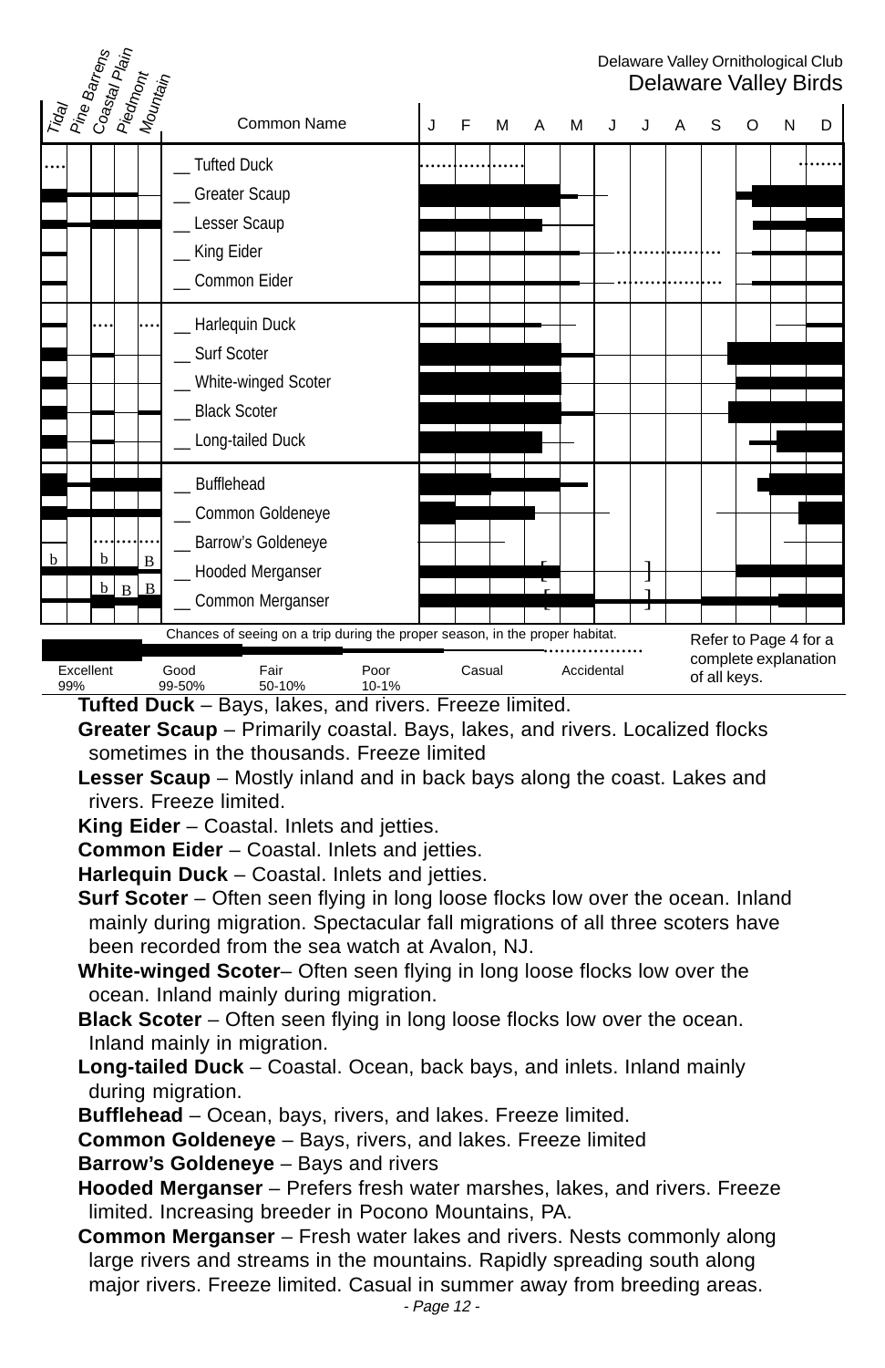Delaware Valley Ornithological Club
Delaware Valley Birds

| Tidal | Pine Barrens | Coastal Plain | Piedmont | Mountain | Common Name |
|---|---|---|---|---|---|
| | | | | | __ Tufted Duck |
| | | | | | __ Greater Scaup |
| | | | | | __ Lesser Scaup |
| | | | | | __ King Eider |
| | | | | | __ Common Eider |
| | | | | | __ Harlequin Duck |
| | | | | | __ Surf Scoter |
| | | | | | __ White-winged Scoter |
| | | | | | __ Black Scoter |
| | | | | | __ Long-tailed Duck |
| | | | | | __ Bufflehead |
| | | | | | __ Common Goldeneye |
| | | | | | __ Barrow's Goldeneye |
| b | | b | | B | __ Hooded Merganser |
| | | b | B | B | __ Common Merganser |

J F M A M J J A S O N D

Chances of seeing on a trip during the proper season, in the proper habitat.

| Excellent | Good | Fair | Poor | Casual | Accidental |
|---|---|---|---|---|---|
| 99% | 99-50% | 50-10% | 10-1% | | |

Refer to Page 4 for a complete explanation of all keys.

**Tufted Duck** – Bays, lakes, and rivers. Freeze limited.

**Greater Scaup** – Primarily coastal. Bays, lakes, and rivers. Localized flocks sometimes in the thousands. Freeze limited

**Lesser Scaup** – Mostly inland and in back bays along the coast. Lakes and rivers. Freeze limited.

**King Eider** – Coastal. Inlets and jetties.

**Common Eider** – Coastal. Inlets and jetties.

**Harlequin Duck** – Coastal. Inlets and jetties.

**Surf Scoter** – Often seen flying in long loose flocks low over the ocean. Inland mainly during migration. Spectacular fall migrations of all three scoters have been recorded from the sea watch at Avalon, NJ.

**White-winged Scoter**– Often seen flying in long loose flocks low over the ocean. Inland mainly during migration.

**Black Scoter** – Often seen flying in long loose flocks low over the ocean. Inland mainly in migration.

**Long-tailed Duck** – Coastal. Ocean, back bays, and inlets. Inland mainly during migration.

**Bufflehead** – Ocean, bays, rivers, and lakes. Freeze limited.

**Common Goldeneye** – Bays, rivers, and lakes. Freeze limited

**Barrow's Goldeneye** – Bays and rivers

**Hooded Merganser** – Prefers fresh water marshes, lakes, and rivers. Freeze limited. Increasing breeder in Pocono Mountains, PA.

**Common Merganser** – Fresh water lakes and rivers. Nests commonly along large rivers and streams in the mountains. Rapidly spreading south along major rivers. Freeze limited. Casual in summer away from breeding areas.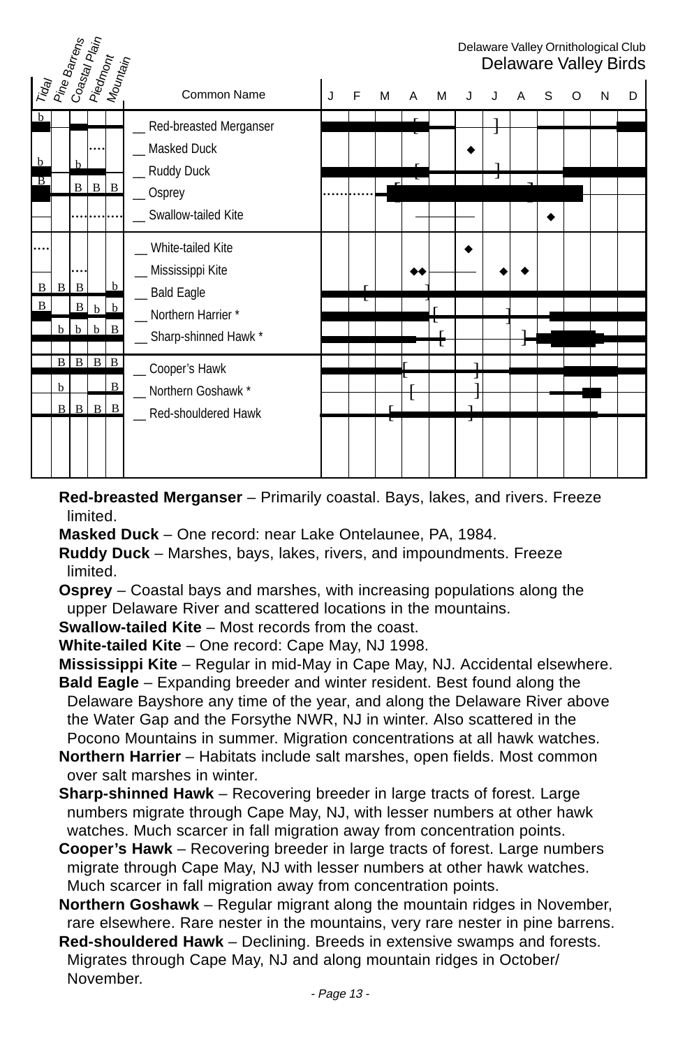Delaware Valley Ornithological Club
Delaware Valley Birds

| Tidal | Pine Barrens | Coastal Plain | Piedmont | Mountain | Common Name |
|---|---|---|---|---|---|
| b | | | | | __ Red-breasted Merganser |
| | | | | | __ Masked Duck |
| b | | b | | | __ Ruddy Duck |
| B | | B | B | B | __ Osprey |
| | | | | | __ Swallow-tailed Kite |
| | | | | | __ White-tailed Kite |
| | | | | | __ Mississippi Kite |
| B | B | B | | b | __ Bald Eagle |
| B | | B | b | b | __ Northern Harrier * |
| | b | b | b | B | __ Sharp-shinned Hawk * |
| | B | B | B | B | __ Cooper's Hawk |
| | b | | | B | __ Northern Goshawk * |
| | B | B | B | B | __ Red-shouldered Hawk |

**Red-breasted Merganser** – Primarily coastal. Bays, lakes, and rivers. Freeze limited.

**Masked Duck** – One record: near Lake Ontelaunee, PA, 1984.

**Ruddy Duck** – Marshes, bays, lakes, rivers, and impoundments. Freeze limited.

**Osprey** – Coastal bays and marshes, with increasing populations along the upper Delaware River and scattered locations in the mountains.

**Swallow-tailed Kite** – Most records from the coast.

**White-tailed Kite** – One record: Cape May, NJ 1998.

**Mississippi Kite** – Regular in mid-May in Cape May, NJ. Accidental elsewhere.

**Bald Eagle** – Expanding breeder and winter resident. Best found along the Delaware Bayshore any time of the year, and along the Delaware River above the Water Gap and the Forsythe NWR, NJ in winter. Also scattered in the Pocono Mountains in summer. Migration concentrations at all hawk watches.

**Northern Harrier** – Habitats include salt marshes, open fields. Most common over salt marshes in winter.

**Sharp-shinned Hawk** – Recovering breeder in large tracts of forest. Large numbers migrate through Cape May, NJ, with lesser numbers at other hawk watches. Much scarcer in fall migration away from concentration points.

**Cooper's Hawk** – Recovering breeder in large tracts of forest. Large numbers migrate through Cape May, NJ with lesser numbers at other hawk watches. Much scarcer in fall migration away from concentration points.

**Northern Goshawk** – Regular migrant along the mountain ridges in November, rare elsewhere. Rare nester in the mountains, very rare nester in pine barrens.

**Red-shouldered Hawk** – Declining. Breeds in extensive swamps and forests. Migrates through Cape May, NJ and along mountain ridges in October/ November.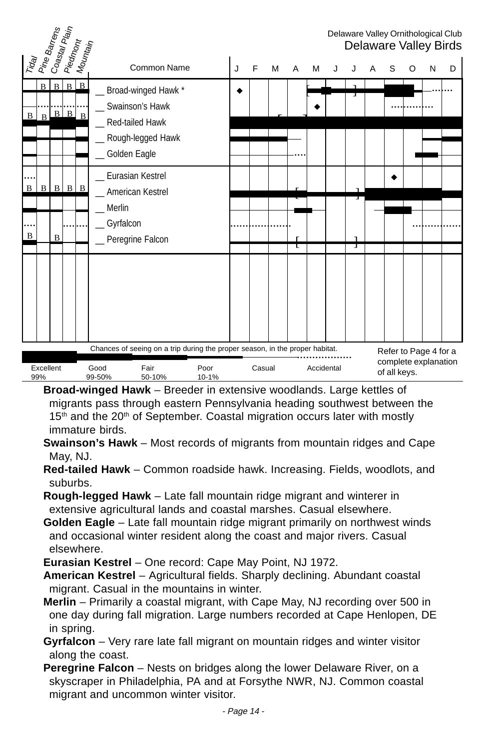Delaware Valley Ornithological Club
Delaware Valley Birds

| Tidal | Pine Barrens | Coastal Plain | Piedmont | Mountain | Common Name | J | F | M | A | M | J | J | A | S | O | N | D |
|---|---|---|---|---|---|---|---|---|---|---|---|---|---|---|---|---|---|
| | B | B | B | B | __ Broad-winged Hawk * | | | | | | | | | | | | |
| | | | | | __ Swainson's Hawk | | | | | | | | | | | | |
| B | B | B | B | B | __ Red-tailed Hawk | | | | | | | | | | | | |
| | | | | | __ Rough-legged Hawk | | | | | | | | | | | | |
| | | | | | __ Golden Eagle | | | | | | | | | | | | |
| | | | | | __ Eurasian Kestrel | | | | | | | | | | | | |
| B | B | B | B | B | __ American Kestrel | | | | | | | | | | | | |
| | | | | | __ Merlin | | | | | | | | | | | | |
| | | | | | __ Gyrfalcon | | | | | | | | | | | | |
| B | | B | | | __ Peregrine Falcon | | | | | | | | | | | | |

Chances of seeing on a trip during the proper season, in the proper habitat.

Excellent 99% | Good 99-50% | Fair 50-10% | Poor 10-1% | Casual | Accidental

Refer to Page 4 for a complete explanation of all keys.

**Broad-winged Hawk** – Breeder in extensive woodlands. Large kettles of migrants pass through eastern Pennsylvania heading southwest between the 15th and the 20th of September. Coastal migration occurs later with mostly immature birds.

**Swainson's Hawk** – Most records of migrants from mountain ridges and Cape May, NJ.

**Red-tailed Hawk** – Common roadside hawk. Increasing. Fields, woodlots, and suburbs.

**Rough-legged Hawk** – Late fall mountain ridge migrant and winterer in extensive agricultural lands and coastal marshes. Casual elsewhere.

**Golden Eagle** – Late fall mountain ridge migrant primarily on northwest winds and occasional winter resident along the coast and major rivers. Casual elsewhere.

**Eurasian Kestrel** – One record: Cape May Point, NJ 1972.

**American Kestrel** – Agricultural fields. Sharply declining. Abundant coastal migrant. Casual in the mountains in winter.

**Merlin** – Primarily a coastal migrant, with Cape May, NJ recording over 500 in one day during fall migration. Large numbers recorded at Cape Henlopen, DE in spring.

**Gyrfalcon** – Very rare late fall migrant on mountain ridges and winter visitor along the coast.

**Peregrine Falcon** – Nests on bridges along the lower Delaware River, on a skyscraper in Philadelphia, PA and at Forsythe NWR, NJ. Common coastal migrant and uncommon winter visitor.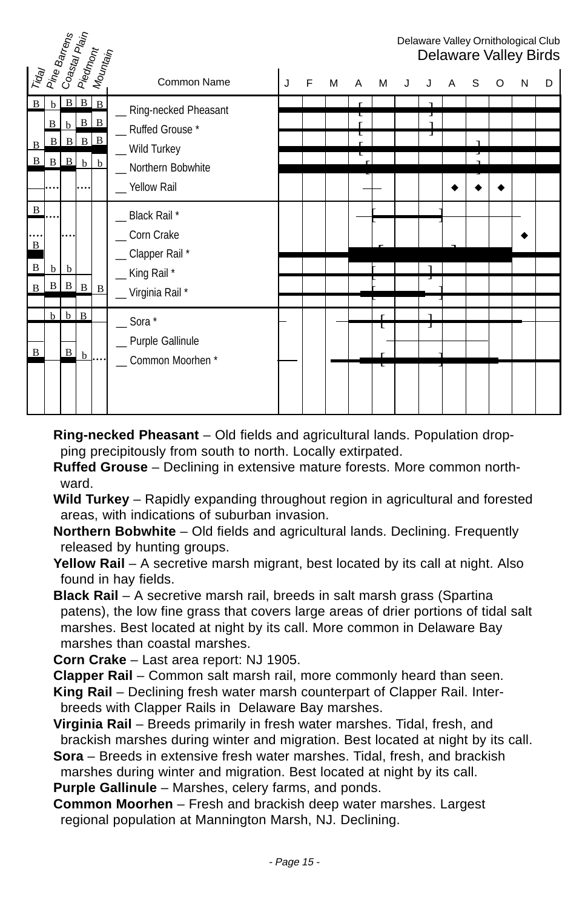Delaware Valley Ornithological Club
Delaware Valley Birds

| Tidal | Pine Barrens | Coastal Plain | Piedmont | Mountain | Common Name |
|---|---|---|---|---|---|
| B | b | B | B | B | __ Ring-necked Pheasant |
| | B | b | B | B | __ Ruffed Grouse * |
| B | B | B | B | B | __ Wild Turkey |
| B | B | B | b | b | __ Northern Bobwhite |
| | …. | | …. | | __ Yellow Rail |
| B | …. | | | | __ Black Rail * |
| …. | | …. | | | __ Corn Crake |
| B | | | | | __ Clapper Rail * |
| B | b | b | | | __ King Rail * |
| B | B | B | B | B | __ Virginia Rail * |
| | b | b | B | | __ Sora * |
| | | | | | __ Purple Gallinule |
| B | | B | b | …. | __ Common Moorhen * |

**Ring-necked Pheasant** – Old fields and agricultural lands. Population dropping precipitously from south to north. Locally extirpated.

**Ruffed Grouse** – Declining in extensive mature forests. More common northward.

**Wild Turkey** – Rapidly expanding throughout region in agricultural and forested areas, with indications of suburban invasion.

**Northern Bobwhite** – Old fields and agricultural lands. Declining. Frequently released by hunting groups.

**Yellow Rail** – A secretive marsh migrant, best located by its call at night. Also found in hay fields.

**Black Rail** – A secretive marsh rail, breeds in salt marsh grass (Spartina patens), the low fine grass that covers large areas of drier portions of tidal salt marshes. Best located at night by its call. More common in Delaware Bay marshes than coastal marshes.

**Corn Crake** – Last area report: NJ 1905.

**Clapper Rail** – Common salt marsh rail, more commonly heard than seen.

**King Rail** – Declining fresh water marsh counterpart of Clapper Rail. Interbreeds with Clapper Rails in Delaware Bay marshes.

**Virginia Rail** – Breeds primarily in fresh water marshes. Tidal, fresh, and brackish marshes during winter and migration. Best located at night by its call.

**Sora** – Breeds in extensive fresh water marshes. Tidal, fresh, and brackish marshes during winter and migration. Best located at night by its call.

**Purple Gallinule** – Marshes, celery farms, and ponds.

**Common Moorhen** – Fresh and brackish deep water marshes. Largest regional population at Mannington Marsh, NJ. Declining.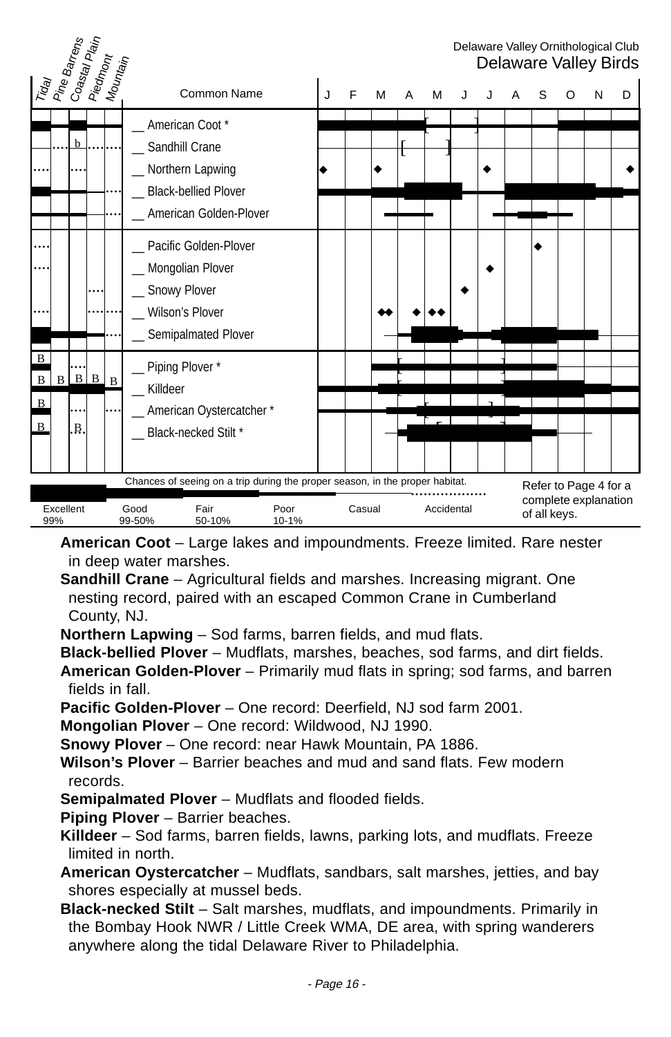Delaware Valley Ornithological Club

# Delaware Valley Birds

| Tidal | Pine Barrens | Coastal Plain | Piedmont | Mountain | Common Name |
|---|---|---|---|---|---|
| | | | | | __ American Coot * |
| | | b | | | __ Sandhill Crane |
| | | | | | __ Northern Lapwing |
| | | | | | __ Black-bellied Plover |
| | | | | | __ American Golden-Plover |
| | | | | | __ Pacific Golden-Plover |
| | | | | | __ Mongolian Plover |
| | | | | | __ Snowy Plover |
| | | | | | __ Wilson's Plover |
| | | | | | __ Semipalmated Plover |
| B | | | | | __ Piping Plover * |
| B | B | B | B | B | __ Killdeer |
| B | | | | | __ American Oystercatcher * |
| B | | B | | | __ Black-necked Stilt * |

Chances of seeing on a trip during the proper season, in the proper habitat.

| Excellent 99% | Good 99-50% | Fair 50-10% | Poor 10-1% | Casual | Accidental |
|---|---|---|---|---|---|

Refer to Page 4 for a complete explanation of all keys.

**American Coot** – Large lakes and impoundments. Freeze limited. Rare nester in deep water marshes.

**Sandhill Crane** – Agricultural fields and marshes. Increasing migrant. One nesting record, paired with an escaped Common Crane in Cumberland County, NJ.

**Northern Lapwing** – Sod farms, barren fields, and mud flats.

**Black-bellied Plover** – Mudflats, marshes, beaches, sod farms, and dirt fields.

**American Golden-Plover** – Primarily mud flats in spring; sod farms, and barren fields in fall.

**Pacific Golden-Plover** – One record: Deerfield, NJ sod farm 2001.

**Mongolian Plover** – One record: Wildwood, NJ 1990.

**Snowy Plover** – One record: near Hawk Mountain, PA 1886.

**Wilson's Plover** – Barrier beaches and mud and sand flats. Few modern records.

**Semipalmated Plover** – Mudflats and flooded fields.

**Piping Plover** – Barrier beaches.

**Killdeer** – Sod farms, barren fields, lawns, parking lots, and mudflats. Freeze limited in north.

**American Oystercatcher** – Mudflats, sandbars, salt marshes, jetties, and bay shores especially at mussel beds.

**Black-necked Stilt** – Salt marshes, mudflats, and impoundments. Primarily in the Bombay Hook NWR / Little Creek WMA, DE area, with spring wanderers anywhere along the tidal Delaware River to Philadelphia.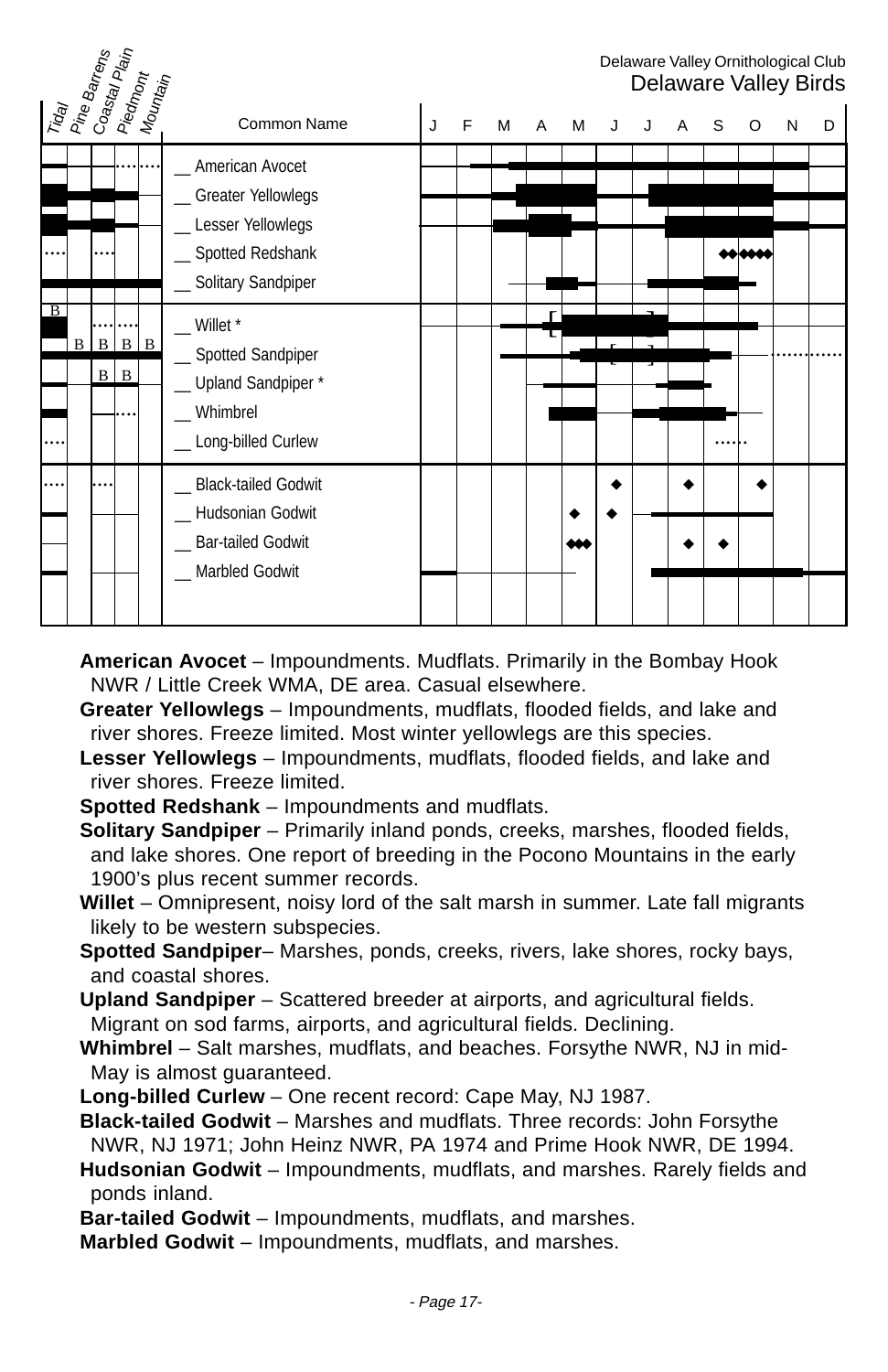Delaware Valley Ornithological Club
Delaware Valley Birds

| Tidal | Pine Barrens | Coastal Plain | Piedmont | Mountain | Common Name | J | F | M | A | M | J | J | A | S | O | N | D |
|---|---|---|---|---|---|---|---|---|---|---|---|---|---|---|---|---|---|
| | | | | | __ American Avocet | | | | | | | | | | | | |
| | | | | | __ Greater Yellowlegs | | | | | | | | | | | | |
| | | | | | __ Lesser Yellowlegs | | | | | | | | | | | | |
| | | | | | __ Spotted Redshank | | | | | | | | | | | | |
| | | | | | __ Solitary Sandpiper | | | | | | | | | | | | |
| B | | | | | __ Willet * | | | | | | | | | | | | |
| | B | B | B | B | __ Spotted Sandpiper | | | | | | | | | | | | |
| | | B | B | | __ Upland Sandpiper * | | | | | | | | | | | | |
| | | | | | __ Whimbrel | | | | | | | | | | | | |
| | | | | | __ Long-billed Curlew | | | | | | | | | | | | |
| | | | | | __ Black-tailed Godwit | | | | | | | | | | | | |
| | | | | | __ Hudsonian Godwit | | | | | | | | | | | | |
| | | | | | __ Bar-tailed Godwit | | | | | | | | | | | | |
| | | | | | __ Marbled Godwit | | | | | | | | | | | | |

**American Avocet** – Impoundments. Mudflats. Primarily in the Bombay Hook NWR / Little Creek WMA, DE area. Casual elsewhere.

**Greater Yellowlegs** – Impoundments, mudflats, flooded fields, and lake and river shores. Freeze limited. Most winter yellowlegs are this species.

**Lesser Yellowlegs** – Impoundments, mudflats, flooded fields, and lake and river shores. Freeze limited.

**Spotted Redshank** – Impoundments and mudflats.

**Solitary Sandpiper** – Primarily inland ponds, creeks, marshes, flooded fields, and lake shores. One report of breeding in the Pocono Mountains in the early 1900's plus recent summer records.

**Willet** – Omnipresent, noisy lord of the salt marsh in summer. Late fall migrants likely to be western subspecies.

**Spotted Sandpiper**– Marshes, ponds, creeks, rivers, lake shores, rocky bays, and coastal shores.

**Upland Sandpiper** – Scattered breeder at airports, and agricultural fields. Migrant on sod farms, airports, and agricultural fields. Declining.

**Whimbrel** – Salt marshes, mudflats, and beaches. Forsythe NWR, NJ in mid-May is almost guaranteed.

**Long-billed Curlew** – One recent record: Cape May, NJ 1987.

**Black-tailed Godwit** – Marshes and mudflats. Three records: John Forsythe NWR, NJ 1971; John Heinz NWR, PA 1974 and Prime Hook NWR, DE 1994.

**Hudsonian Godwit** – Impoundments, mudflats, and marshes. Rarely fields and ponds inland.

**Bar-tailed Godwit** – Impoundments, mudflats, and marshes.

**Marbled Godwit** – Impoundments, mudflats, and marshes.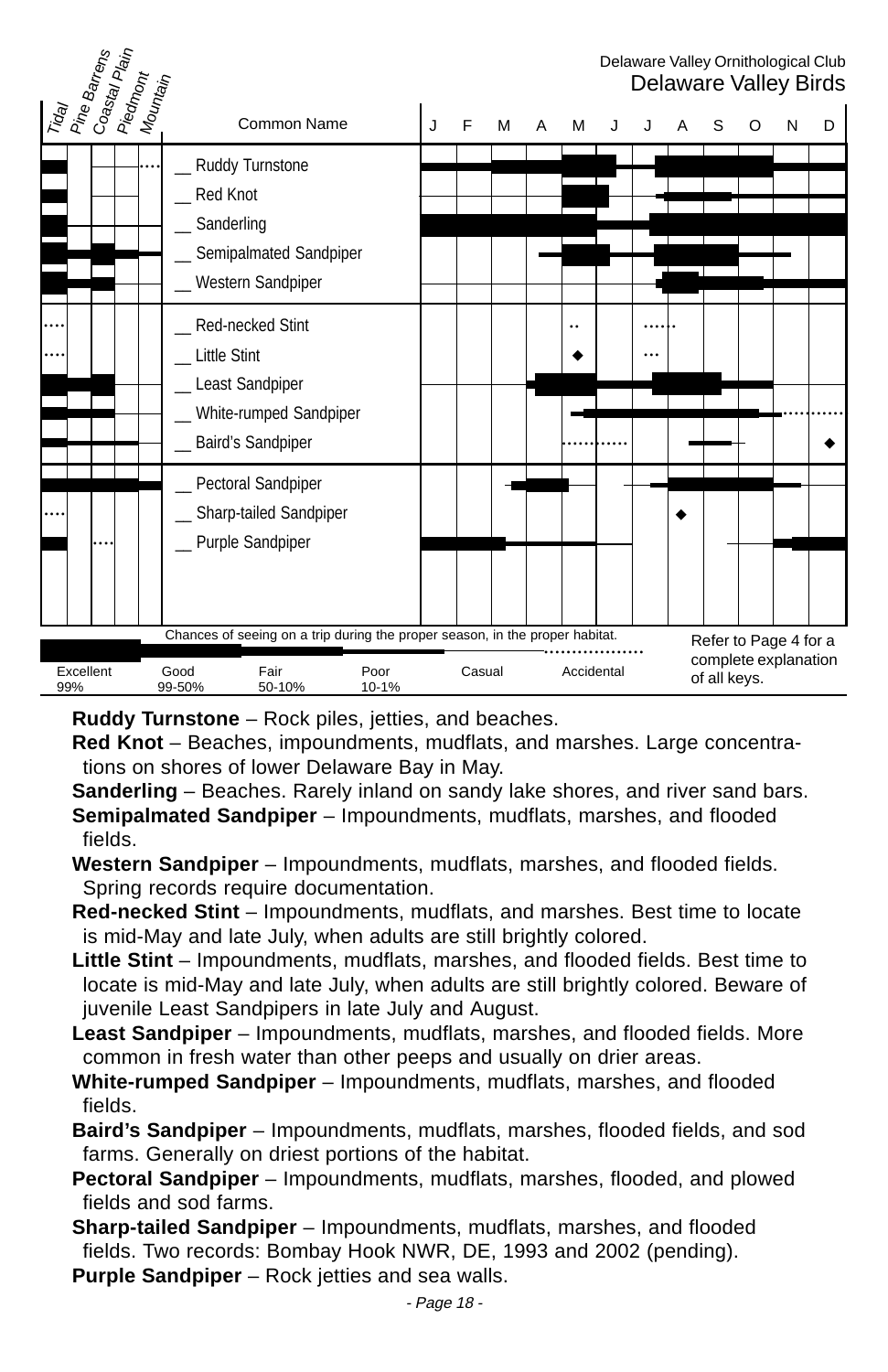Delaware Valley Ornithological Club

## Delaware Valley Birds

| Tidal | Pine Barrens | Coastal Plain | Piedmont | Mountain | Common Name | J | F | M | A | M | J | J | A | S | O | N | D |
|---|---|---|---|---|---|---|---|---|---|---|---|---|---|---|---|---|---|
| | | | | | __ Ruddy Turnstone | | | | | | | | | | | | |
| | | | | | __ Red Knot | | | | | | | | | | | | |
| | | | | | __ Sanderling | | | | | | | | | | | | |
| | | | | | __ Semipalmated Sandpiper | | | | | | | | | | | | |
| | | | | | __ Western Sandpiper | | | | | | | | | | | | |
| | | | | | __ Red-necked Stint | | | | | | | | | | | | |
| | | | | | __ Little Stint | | | | | | | | | | | | |
| | | | | | __ Least Sandpiper | | | | | | | | | | | | |
| | | | | | __ White-rumped Sandpiper | | | | | | | | | | | | |
| | | | | | __ Baird's Sandpiper | | | | | | | | | | | | |
| | | | | | __ Pectoral Sandpiper | | | | | | | | | | | | |
| | | | | | __ Sharp-tailed Sandpiper | | | | | | | | | | | | |
| | | | | | __ Purple Sandpiper | | | | | | | | | | | | |

Chances of seeing on a trip during the proper season, in the proper habitat.

| Excellent | Good | Fair | Poor | Casual | Accidental |
|---|---|---|---|---|---|
| 99% | 99-50% | 50-10% | 10-1% | | |

Refer to Page 4 for a complete explanation of all keys.

**Ruddy Turnstone** – Rock piles, jetties, and beaches.

**Red Knot** – Beaches, impoundments, mudflats, and marshes. Large concentrations on shores of lower Delaware Bay in May.

**Sanderling** – Beaches. Rarely inland on sandy lake shores, and river sand bars.

**Semipalmated Sandpiper** – Impoundments, mudflats, marshes, and flooded fields.

**Western Sandpiper** – Impoundments, mudflats, marshes, and flooded fields. Spring records require documentation.

**Red-necked Stint** – Impoundments, mudflats, and marshes. Best time to locate is mid-May and late July, when adults are still brightly colored.

**Little Stint** – Impoundments, mudflats, marshes, and flooded fields. Best time to locate is mid-May and late July, when adults are still brightly colored. Beware of juvenile Least Sandpipers in late July and August.

**Least Sandpiper** – Impoundments, mudflats, marshes, and flooded fields. More common in fresh water than other peeps and usually on drier areas.

**White-rumped Sandpiper** – Impoundments, mudflats, marshes, and flooded fields.

**Baird's Sandpiper** – Impoundments, mudflats, marshes, flooded fields, and sod farms. Generally on driest portions of the habitat.

**Pectoral Sandpiper** – Impoundments, mudflats, marshes, flooded, and plowed fields and sod farms.

**Sharp-tailed Sandpiper** – Impoundments, mudflats, marshes, and flooded fields. Two records: Bombay Hook NWR, DE, 1993 and 2002 (pending).

**Purple Sandpiper** – Rock jetties and sea walls.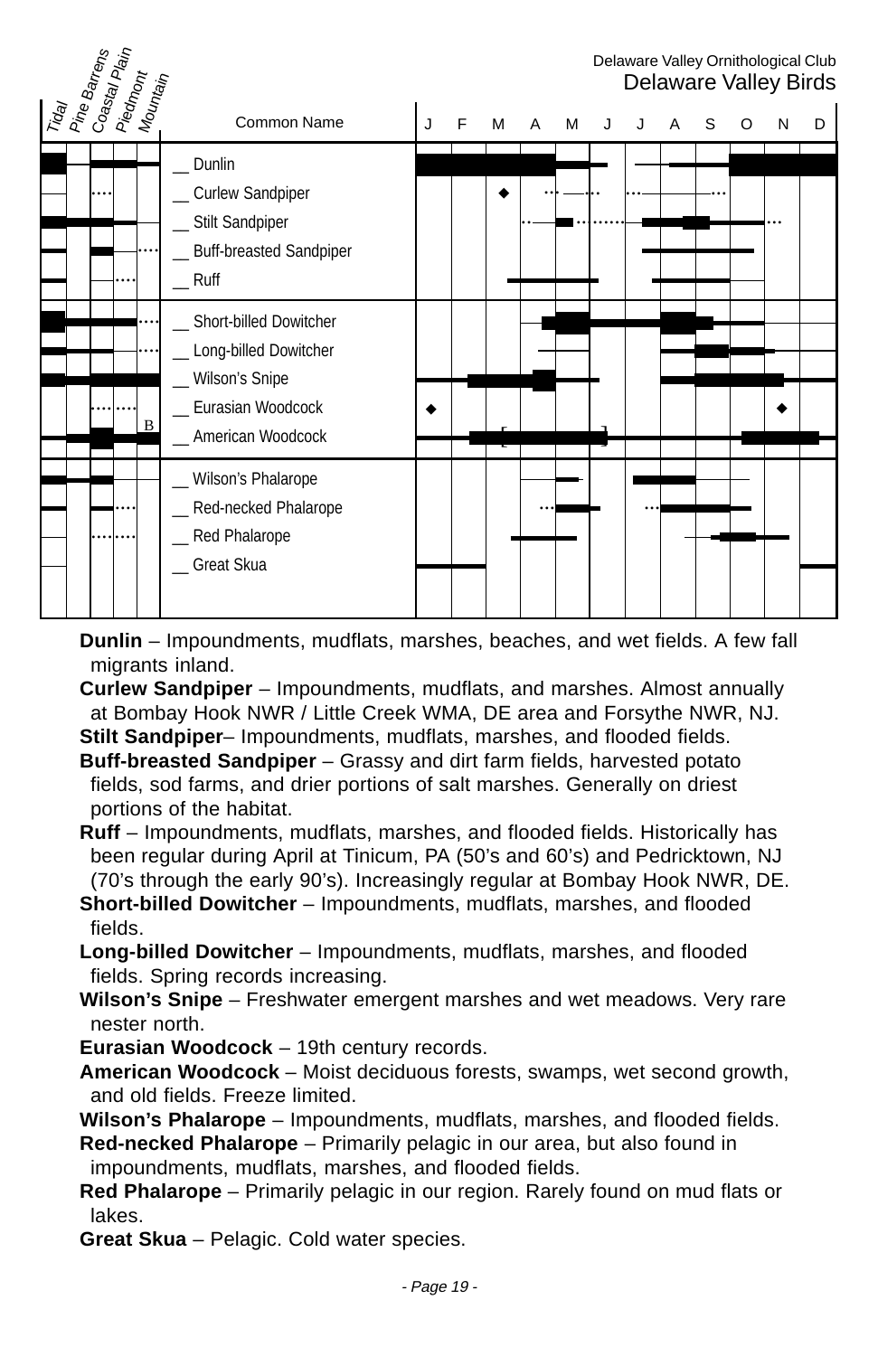Delaware Valley Ornithological Club

# Delaware Valley Birds

Tidal | Pine Barrens | Coastal Plain | Piedmont | Mountain

Common Name

J F M A M J J A S O N D

__ Dunlin

__ Curlew Sandpiper

__ Stilt Sandpiper

__ Buff-breasted Sandpiper

__ Ruff

__ Short-billed Dowitcher

__ Long-billed Dowitcher

__ Wilson's Snipe

__ Eurasian Woodcock

B

__ American Woodcock

__ Wilson's Phalarope

__ Red-necked Phalarope

__ Red Phalarope

__ Great Skua

**Dunlin** – Impoundments, mudflats, marshes, beaches, and wet fields. A few fall migrants inland.

**Curlew Sandpiper** – Impoundments, mudflats, and marshes. Almost annually at Bombay Hook NWR / Little Creek WMA, DE area and Forsythe NWR, NJ.

**Stilt Sandpiper**– Impoundments, mudflats, marshes, and flooded fields.

**Buff-breasted Sandpiper** – Grassy and dirt farm fields, harvested potato fields, sod farms, and drier portions of salt marshes. Generally on driest portions of the habitat.

**Ruff** – Impoundments, mudflats, marshes, and flooded fields. Historically has been regular during April at Tinicum, PA (50's and 60's) and Pedricktown, NJ (70's through the early 90's). Increasingly regular at Bombay Hook NWR, DE.

**Short-billed Dowitcher** – Impoundments, mudflats, marshes, and flooded fields.

**Long-billed Dowitcher** – Impoundments, mudflats, marshes, and flooded fields. Spring records increasing.

**Wilson's Snipe** – Freshwater emergent marshes and wet meadows. Very rare nester north.

**Eurasian Woodcock** – 19th century records.

**American Woodcock** – Moist deciduous forests, swamps, wet second growth, and old fields. Freeze limited.

**Wilson's Phalarope** – Impoundments, mudflats, marshes, and flooded fields.

**Red-necked Phalarope** – Primarily pelagic in our area, but also found in impoundments, mudflats, marshes, and flooded fields.

**Red Phalarope** – Primarily pelagic in our region. Rarely found on mud flats or lakes.

**Great Skua** – Pelagic. Cold water species.